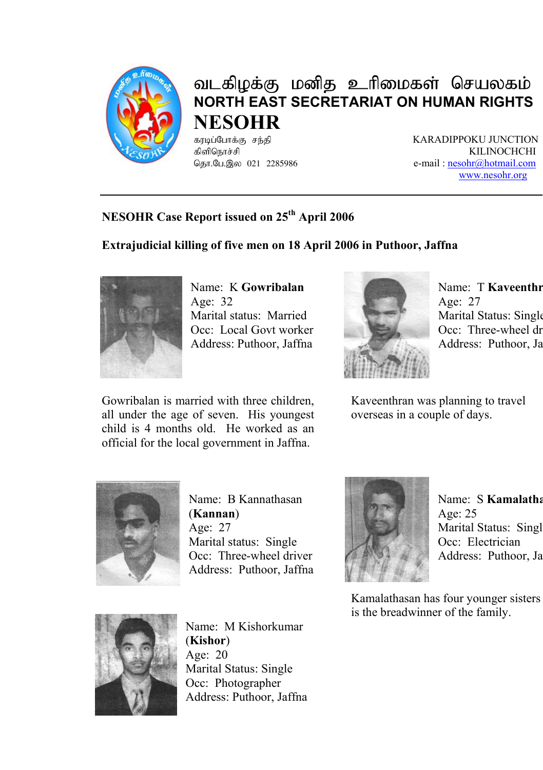வடகிழக்கு மனித உரிமைகள் செயலகம்

**NORTH EAST SECRETARIAT ON HUMAN RIGHTS**

# NESOHR

கரடிப்போக்கு சந்தி
கிளிநொச்சி
தொ.பே.இல 021 2285986

KARADIPPOKU JUNCTION
KILINOCHCHI
e-mail : nesohr@hotmail.com
www.nesohr.org

---

**NESOHR Case Report issued on 25th April 2006**

**Extrajudicial killing of five men on 18 April 2006 in Puthoor, Jaffna**

Name: K **Gowribalan**
Age: 32
Marital status: Married
Occ: Local Govt worker
Address: Puthoor, Jaffna

Gowribalan is married with three children, all under the age of seven. His youngest child is 4 months old. He worked as an official for the local government in Jaffna.

Name: T **Kaveenthr**
Age: 27
Marital Status: Single
Occ: Three-wheel dr
Address: Puthoor, Ja

Kaveenthran was planning to travel overseas in a couple of days.

Name: B Kannathasan (**Kannan**)
Age: 27
Marital status: Single
Occ: Three-wheel driver
Address: Puthoor, Jaffna

Name: S **Kamalatha**
Age: 25
Marital Status: Singl
Occ: Electrician
Address: Puthoor, Ja

Kamalathasan has four younger sisters is the breadwinner of the family.

Name: M Kishorkumar (**Kishor**)
Age: 20
Marital Status: Single
Occ: Photographer
Address: Puthoor, Jaffna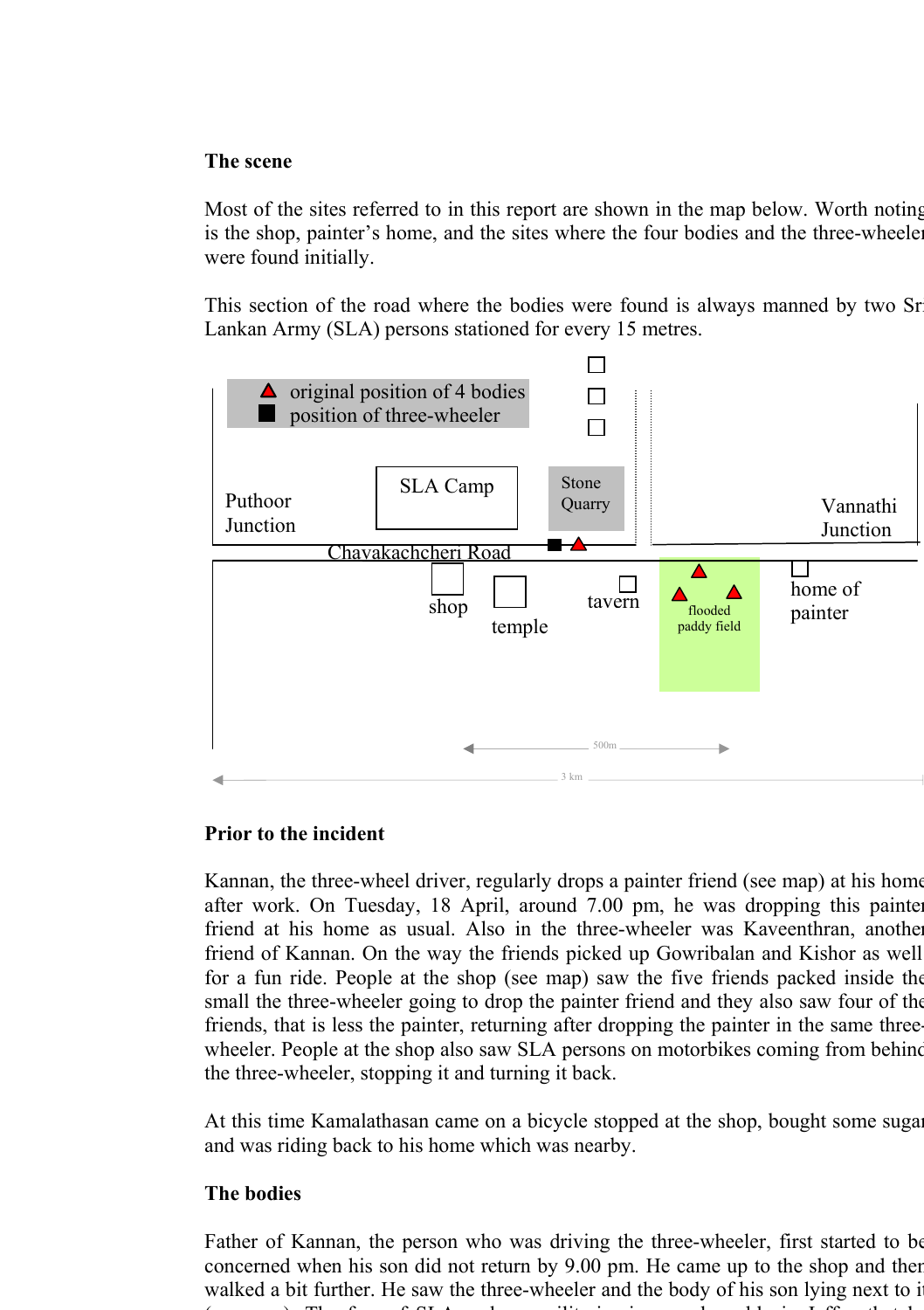**The scene**

Most of the sites referred to in this report are shown in the map below. Worth noting is the shop, painter's home, and the sites where the four bodies and the three-wheeler were found initially.

This section of the road where the bodies were found is always manned by two Sri Lankan Army (SLA) persons stationed for every 15 metres.

**Prior to the incident**

Kannan, the three-wheel driver, regularly drops a painter friend (see map) at his home after work. On Tuesday, 18 April, around 7.00 pm, he was dropping this painter friend at his home as usual. Also in the three-wheeler was Kaveenthran, another friend of Kannan. On the way the friends picked up Gowribalan and Kishor as well for a fun ride. People at the shop (see map) saw the five friends packed inside the small the three-wheeler going to drop the painter friend and they also saw four of the friends, that is less the painter, returning after dropping the painter in the same three-wheeler. People at the shop also saw SLA persons on motorbikes coming from behind the three-wheeler, stopping it and turning it back.

At this time Kamalathasan came on a bicycle stopped at the shop, bought some sugar and was riding back to his home which was nearby.

**The bodies**

Father of Kannan, the person who was driving the three-wheeler, first started to be concerned when his son did not return by 9.00 pm. He came up to the shop and then walked a bit further. He saw the three-wheeler and the body of his son lying next to it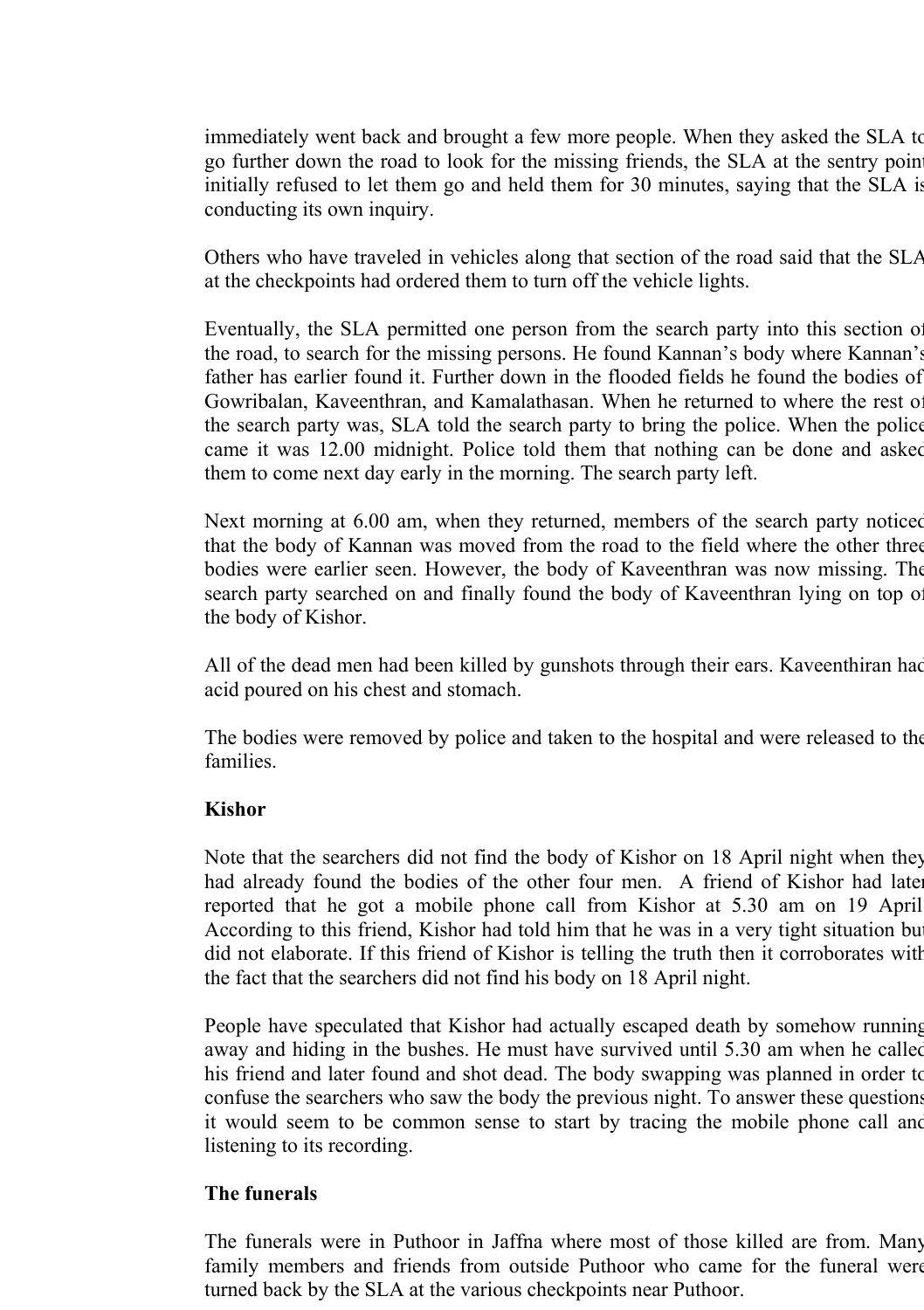immediately went back and brought a few more people. When they asked the SLA to go further down the road to look for the missing friends, the SLA at the sentry point initially refused to let them go and held them for 30 minutes, saying that the SLA is conducting its own inquiry.

Others who have traveled in vehicles along that section of the road said that the SLA at the checkpoints had ordered them to turn off the vehicle lights.

Eventually, the SLA permitted one person from the search party into this section of the road, to search for the missing persons. He found Kannan's body where Kannan's father has earlier found it. Further down in the flooded fields he found the bodies of Gowribalan, Kaveenthran, and Kamalathasan. When he returned to where the rest of the search party was, SLA told the search party to bring the police. When the police came it was 12.00 midnight. Police told them that nothing can be done and asked them to come next day early in the morning. The search party left.

Next morning at 6.00 am, when they returned, members of the search party noticed that the body of Kannan was moved from the road to the field where the other three bodies were earlier seen. However, the body of Kaveenthran was now missing. The search party searched on and finally found the body of Kaveenthran lying on top of the body of Kishor.

All of the dead men had been killed by gunshots through their ears. Kaveenthiran had acid poured on his chest and stomach.

The bodies were removed by police and taken to the hospital and were released to the families.

**Kishor**

Note that the searchers did not find the body of Kishor on 18 April night when they had already found the bodies of the other four men. A friend of Kishor had later reported that he got a mobile phone call from Kishor at 5.30 am on 19 April. According to this friend, Kishor had told him that he was in a very tight situation but did not elaborate. If this friend of Kishor is telling the truth then it corroborates with the fact that the searchers did not find his body on 18 April night.

People have speculated that Kishor had actually escaped death by somehow running away and hiding in the bushes. He must have survived until 5.30 am when he called his friend and later found and shot dead. The body swapping was planned in order to confuse the searchers who saw the body the previous night. To answer these questions it would seem to be common sense to start by tracing the mobile phone call and listening to its recording.

**The funerals**

The funerals were in Puthoor in Jaffna where most of those killed are from. Many family members and friends from outside Puthoor who came for the funeral were turned back by the SLA at the various checkpoints near Puthoor.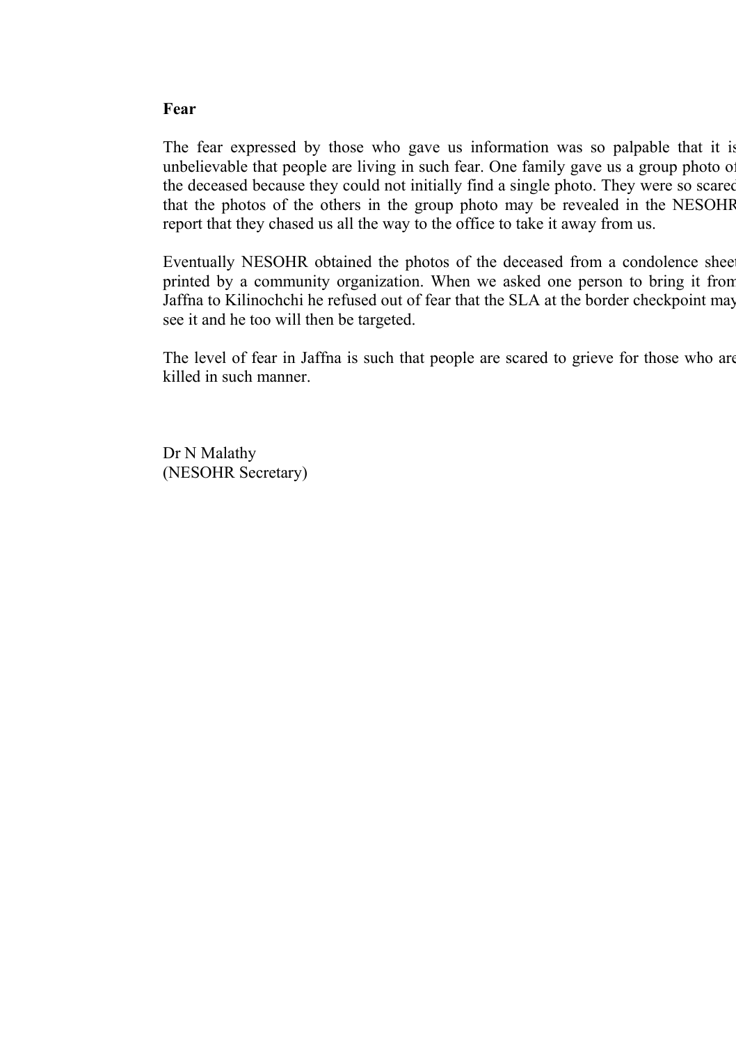**Fear**

The fear expressed by those who gave us information was so palpable that it is unbelievable that people are living in such fear. One family gave us a group photo of the deceased because they could not initially find a single photo. They were so scared that the photos of the others in the group photo may be revealed in the NESOHR report that they chased us all the way to the office to take it away from us.

Eventually NESOHR obtained the photos of the deceased from a condolence sheet printed by a community organization. When we asked one person to bring it from Jaffna to Kilinochchi he refused out of fear that the SLA at the border checkpoint may see it and he too will then be targeted.

The level of fear in Jaffna is such that people are scared to grieve for those who are killed in such manner.

Dr N Malathy
(NESOHR Secretary)